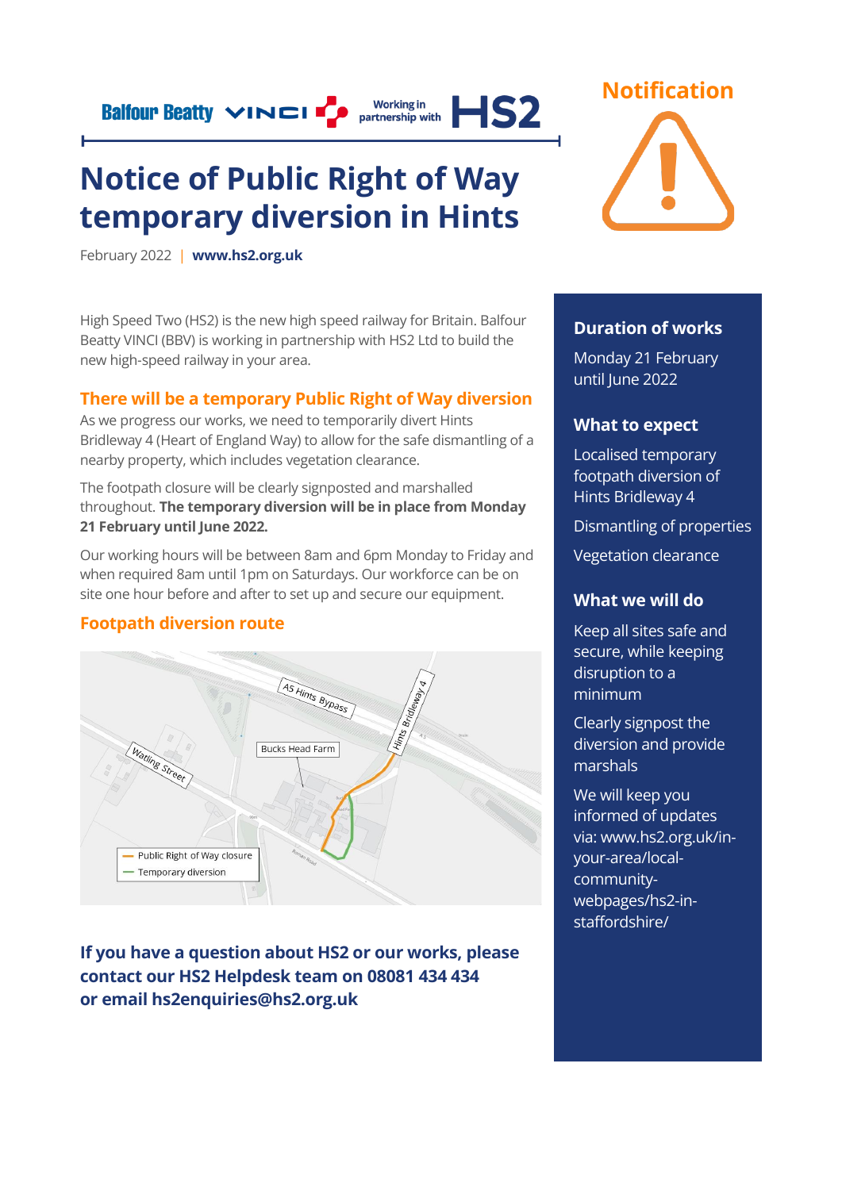Balfour Beatty VINCI | Working in partnership with HS2

# Notice of Public Right of Way temporary diversion in Hints

February 2022 | **www.hs2.org.uk**

## Notification

High Speed Two (HS2) is the new high speed railway for Britain. Balfour Beatty VINCI (BBV) is working in partnership with HS2 Ltd to build the new high-speed railway in your area.

## There will be a temporary Public Right of Way diversion

As we progress our works, we need to temporarily divert Hints Bridleway 4 (Heart of England Way) to allow for the safe dismantling of a nearby property, which includes vegetation clearance.

The footpath closure will be clearly signposted and marshalled throughout. **The temporary diversion will be in place from Monday 21 February until June 2022.**

Our working hours will be between 8am and 6pm Monday to Friday and when required 8am until 1pm on Saturdays. Our workforce can be on site one hour before and after to set up and secure our equipment.

## Footpath diversion route

A5 Hints Bypass
Hints Bridleway 4
Bucks Head Farm
Watling Street

- Public Right of Way closure
- Temporary diversion

**If you have a question about HS2 or our works, please contact our HS2 Helpdesk team on 08081 434 434 or email hs2enquiries@hs2.org.uk**

### Duration of works

Monday 21 February until June 2022

### What to expect

Localised temporary footpath diversion of Hints Bridleway 4

Dismantling of properties

Vegetation clearance

### What we will do

Keep all sites safe and secure, while keeping disruption to a minimum

Clearly signpost the diversion and provide marshals

We will keep you informed of updates via: www.hs2.org.uk/in-your-area/local-community-webpages/hs2-in-staffordshire/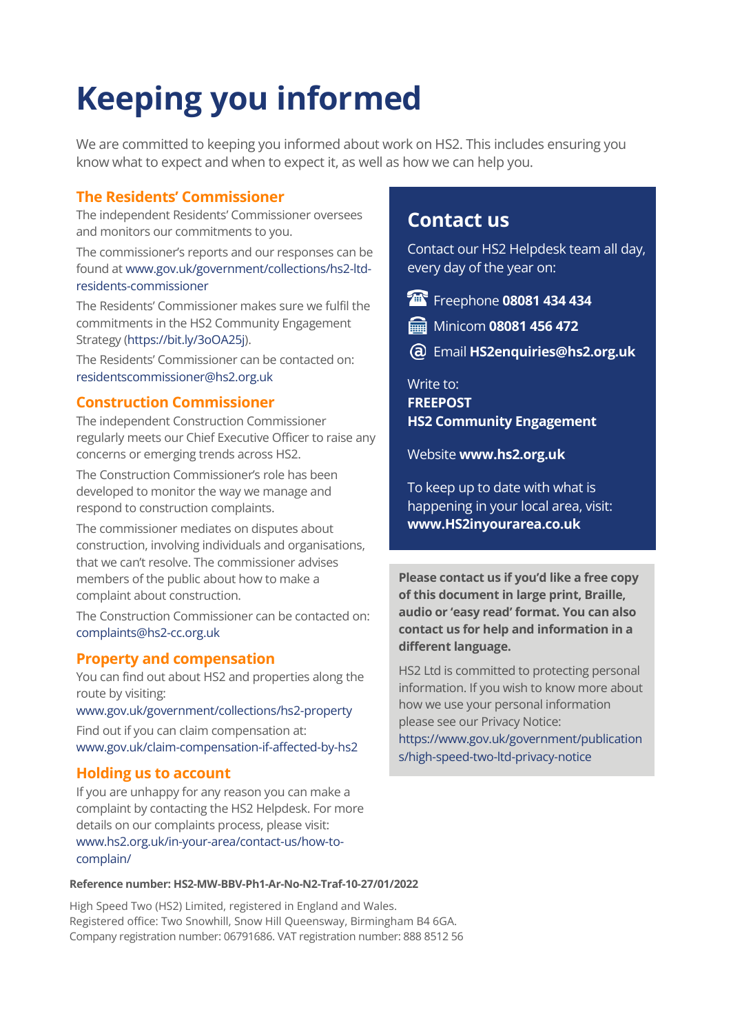# Keeping you informed

We are committed to keeping you informed about work on HS2. This includes ensuring you know what to expect and when to expect it, as well as how we can help you.

## The Residents' Commissioner

The independent Residents' Commissioner oversees and monitors our commitments to you.

The commissioner's reports and our responses can be found at www.gov.uk/government/collections/hs2-ltd-residents-commissioner

The Residents' Commissioner makes sure we fulfil the commitments in the HS2 Community Engagement Strategy (https://bit.ly/3oOA25j).

The Residents' Commissioner can be contacted on: residentscommissioner@hs2.org.uk

## Construction Commissioner

The independent Construction Commissioner regularly meets our Chief Executive Officer to raise any concerns or emerging trends across HS2.

The Construction Commissioner's role has been developed to monitor the way we manage and respond to construction complaints.

The commissioner mediates on disputes about construction, involving individuals and organisations, that we can't resolve. The commissioner advises members of the public about how to make a complaint about construction.

The Construction Commissioner can be contacted on: complaints@hs2-cc.org.uk

## Property and compensation

You can find out about HS2 and properties along the route by visiting:

www.gov.uk/government/collections/hs2-property

Find out if you can claim compensation at: www.gov.uk/claim-compensation-if-affected-by-hs2

## Holding us to account

If you are unhappy for any reason you can make a complaint by contacting the HS2 Helpdesk. For more details on our complaints process, please visit: www.hs2.org.uk/in-your-area/contact-us/how-to-complain/

## Contact us

Contact our HS2 Helpdesk team all day, every day of the year on:

Freephone **08081 434 434**

Minicom **08081 456 472**

Email **HS2enquiries@hs2.org.uk**

Write to:
**FREEPOST**
**HS2 Community Engagement**

Website **www.hs2.org.uk**

To keep up to date with what is happening in your local area, visit:
**www.HS2inyourarea.co.uk**

**Please contact us if you'd like a free copy of this document in large print, Braille, audio or 'easy read' format. You can also contact us for help and information in a different language.**

HS2 Ltd is committed to protecting personal information. If you wish to know more about how we use your personal information please see our Privacy Notice: https://www.gov.uk/government/publications/high-speed-two-ltd-privacy-notice

**Reference number: HS2-MW-BBV-Ph1-Ar-No-N2-Traf-10-27/01/2022**

High Speed Two (HS2) Limited, registered in England and Wales.
Registered office: Two Snowhill, Snow Hill Queensway, Birmingham B4 6GA.
Company registration number: 06791686. VAT registration number: 888 8512 56